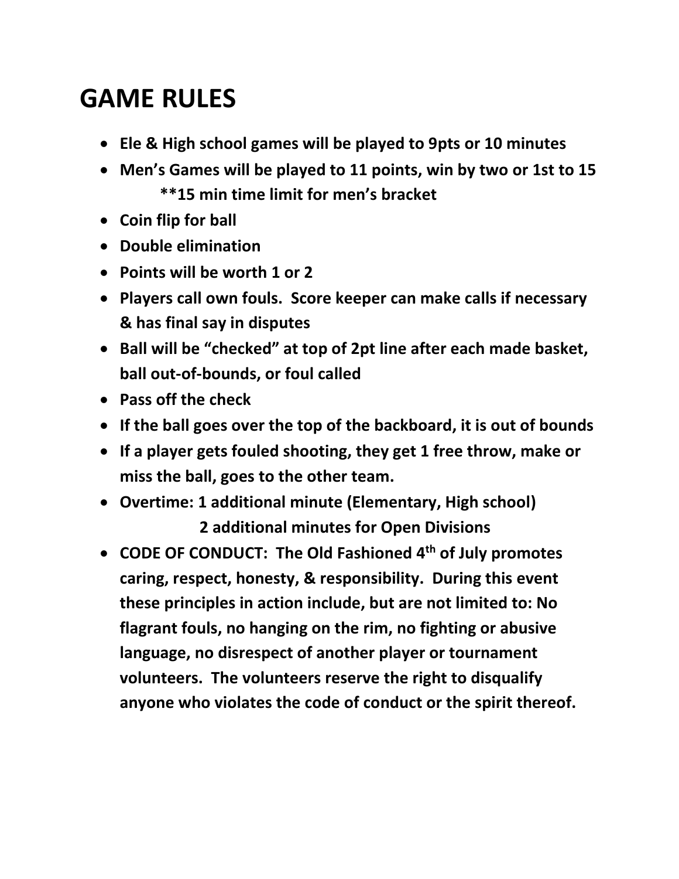# GAME RULES

- **Ele & High school games will be played to 9pts or 10 minutes**
- **Men's Games will be played to 11 points, win by two or 1st to 15**
  **\*\*15 min time limit for men's bracket**
- **Coin flip for ball**
- **Double elimination**
- **Points will be worth 1 or 2**
- **Players call own fouls. Score keeper can make calls if necessary & has final say in disputes**
- **Ball will be "checked" at top of 2pt line after each made basket, ball out-of-bounds, or foul called**
- **Pass off the check**
- **If the ball goes over the top of the backboard, it is out of bounds**
- **If a player gets fouled shooting, they get 1 free throw, make or miss the ball, goes to the other team.**
- **Overtime: 1 additional minute (Elementary, High school)**
  **2 additional minutes for Open Divisions**
- **CODE OF CONDUCT: The Old Fashioned 4th of July promotes caring, respect, honesty, & responsibility. During this event these principles in action include, but are not limited to: No flagrant fouls, no hanging on the rim, no fighting or abusive language, no disrespect of another player or tournament volunteers. The volunteers reserve the right to disqualify anyone who violates the code of conduct or the spirit thereof.**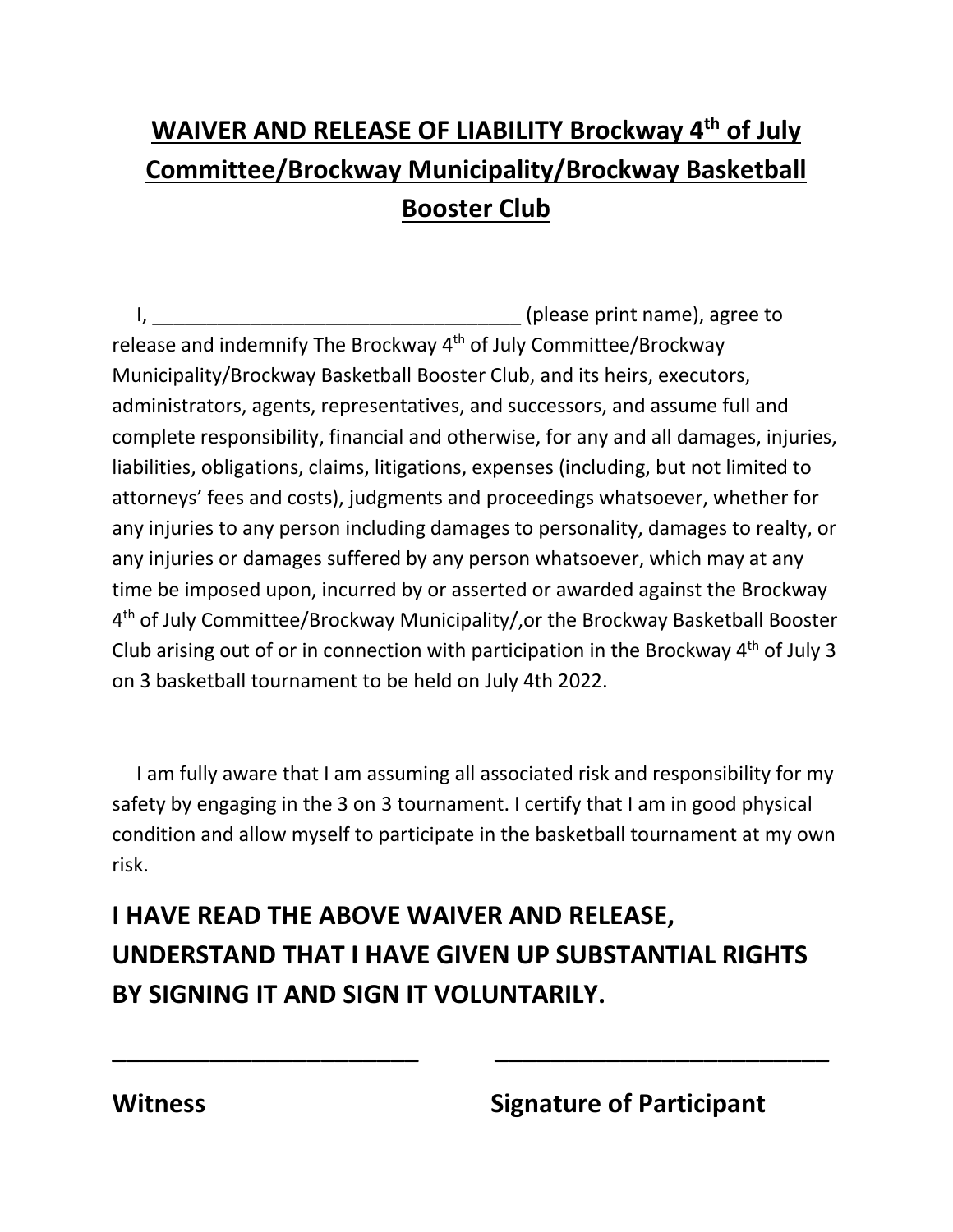# WAIVER AND RELEASE OF LIABILITY Brockway 4th of July Committee/Brockway Municipality/Brockway Basketball Booster Club

I, __________________________________ (please print name), agree to release and indemnify The Brockway 4th of July Committee/Brockway Municipality/Brockway Basketball Booster Club, and its heirs, executors, administrators, agents, representatives, and successors, and assume full and complete responsibility, financial and otherwise, for any and all damages, injuries, liabilities, obligations, claims, litigations, expenses (including, but not limited to attorneys' fees and costs), judgments and proceedings whatsoever, whether for any injuries to any person including damages to personality, damages to realty, or any injuries or damages suffered by any person whatsoever, which may at any time be imposed upon, incurred by or asserted or awarded against the Brockway 4th of July Committee/Brockway Municipality/,or the Brockway Basketball Booster Club arising out of or in connection with participation in the Brockway 4th of July 3 on 3 basketball tournament to be held on July 4th 2022.

I am fully aware that I am assuming all associated risk and responsibility for my safety by engaging in the 3 on 3 tournament. I certify that I am in good physical condition and allow myself to participate in the basketball tournament at my own risk.

**I HAVE READ THE ABOVE WAIVER AND RELEASE, UNDERSTAND THAT I HAVE GIVEN UP SUBSTANTIAL RIGHTS BY SIGNING IT AND SIGN IT VOLUNTARILY.**

________________________          ________________________

**Witness**          **Signature of Participant**